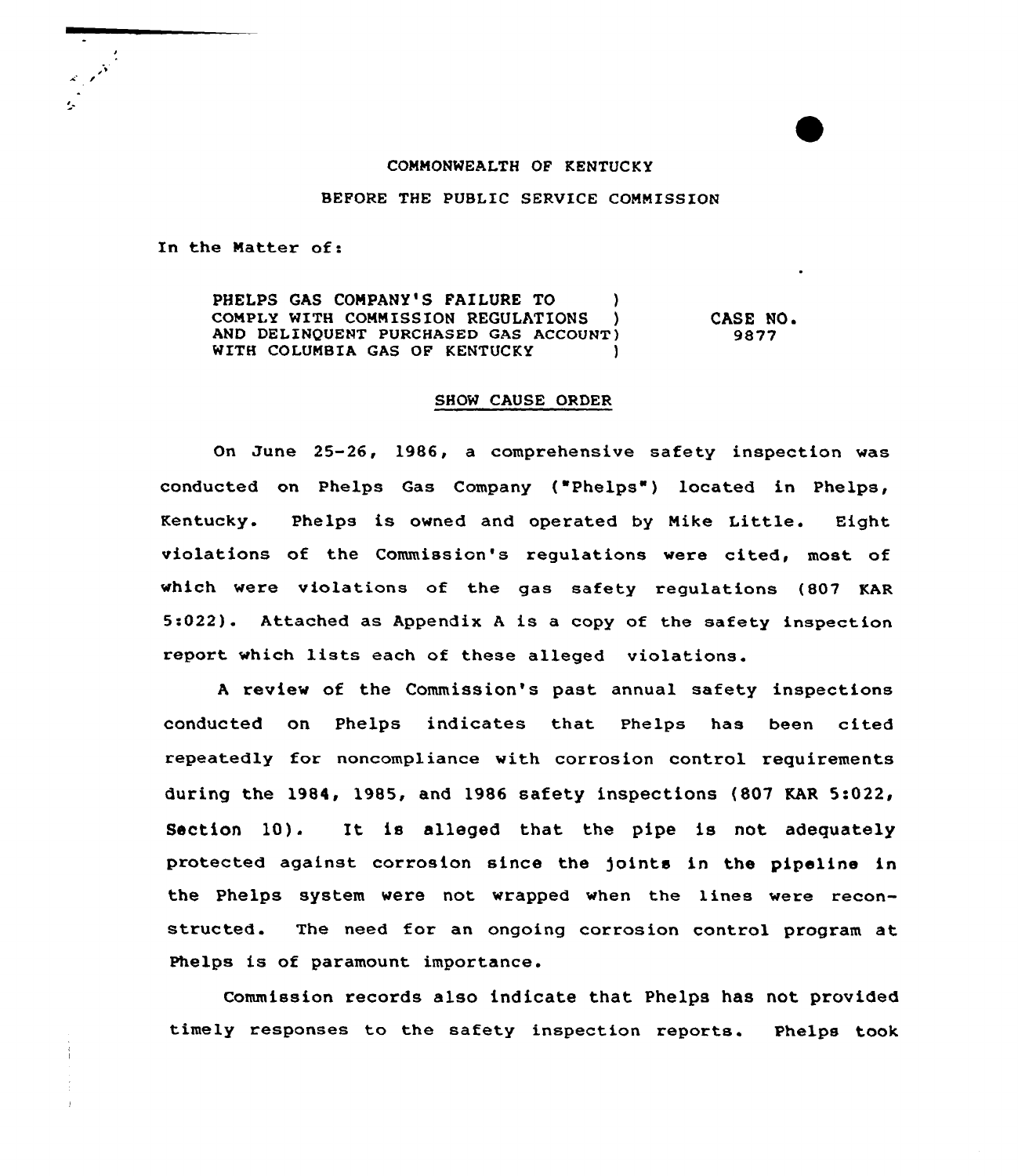COMMONWEALTH OF KENTUCKY

BEFORE THE PUBLIC SERVICE COMMISSION

In the Matter of:

| | | |
|---|---|---|
| PHELPS GAS COMPANY'S FAILURE TO COMPLY WITH COMMISSION REGULATIONS AND DELINQUENT PURCHASED GAS ACCOUNT WITH COLUMBIA GAS OF KENTUCKY | ) ) ) ) | CASE NO. 9877 |

SHOW CAUSE ORDER

On June 25-26, 1986, a comprehensive safety inspection was conducted on Phelps Gas Company ("Phelps") located in Phelps, Kentucky. Phelps is owned and operated by Mike Little. Eight violations of the Commission's regulations were cited, most of which were violations of the gas safety regulations (807 KAR 5:022). Attached as Appendix A is a copy of the safety inspection report which lists each of these alleged violations.

A review of the Commission's past annual safety inspections conducted on Phelps indicates that Phelps has been cited repeatedly for noncompliance with corrosion control requirements during the 1984, 1985, and 1986 safety inspections (807 KAR 5:022, Section 10). It is alleged that the pipe is not adequately protected against corrosion since the joints in the pipeline in the Phelps system were not wrapped when the lines were reconstructed. The need for an ongoing corrosion control program at Phelps is of paramount importance.

Commission records also indicate that Phelps has not provided timely responses to the safety inspection reports. Phelps took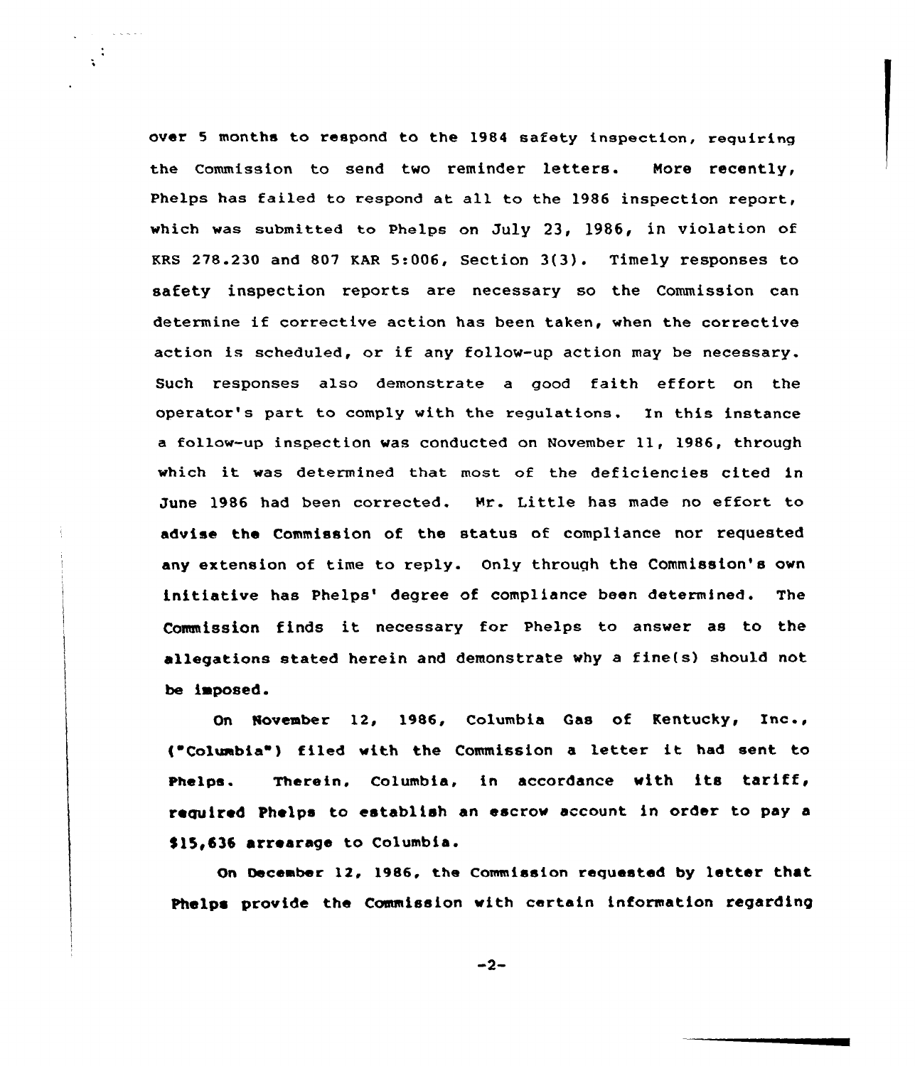over 5 months to respond to the 1984 safety inspection, requiring the Commission to send two reminder letters. More recently, Phelps has failed to respond at all to the 1986 inspection report, which was submitted to Phelps on July 23, 1986, in violation of KRS 278.230 and 807 KAR 5:006, Section 3(3). Timely responses to safety inspection reports are necessary so the Commission can determine if corrective action has been taken, when the corrective action is scheduled, or if any follow-up action may be necessary. Such responses also demonstrate a good faith effort on the operator's part to comply with the regulations. In this instance a follow-up inspection was conducted on November 11, 1986, through which it was determined that most of the deficiencies cited in June 1986 had been corrected. Mr. Little has made no effort to advise the Commission of the status of compliance nor requested any extension of time to reply. Only through the Commission's own initiative has Phelps' degree of compliance been determined. The Commission finds it necessary for Phelps to answer as to the allegations stated herein and demonstrate why a fine(s) should not be imposed.

On November 12, 1986, Columbia Gas of Kentucky, Inc., ("Columbia") filed with the Commission a letter it had sent to Phelps. Therein, Columbia, in accordance with its tariff, required Phelps to establish an escrow account in order to pay a $15,636 arrearage to Columbia.

On December 12, 1986, the Commission requested by letter that Phelps provide the Commission with certain information regarding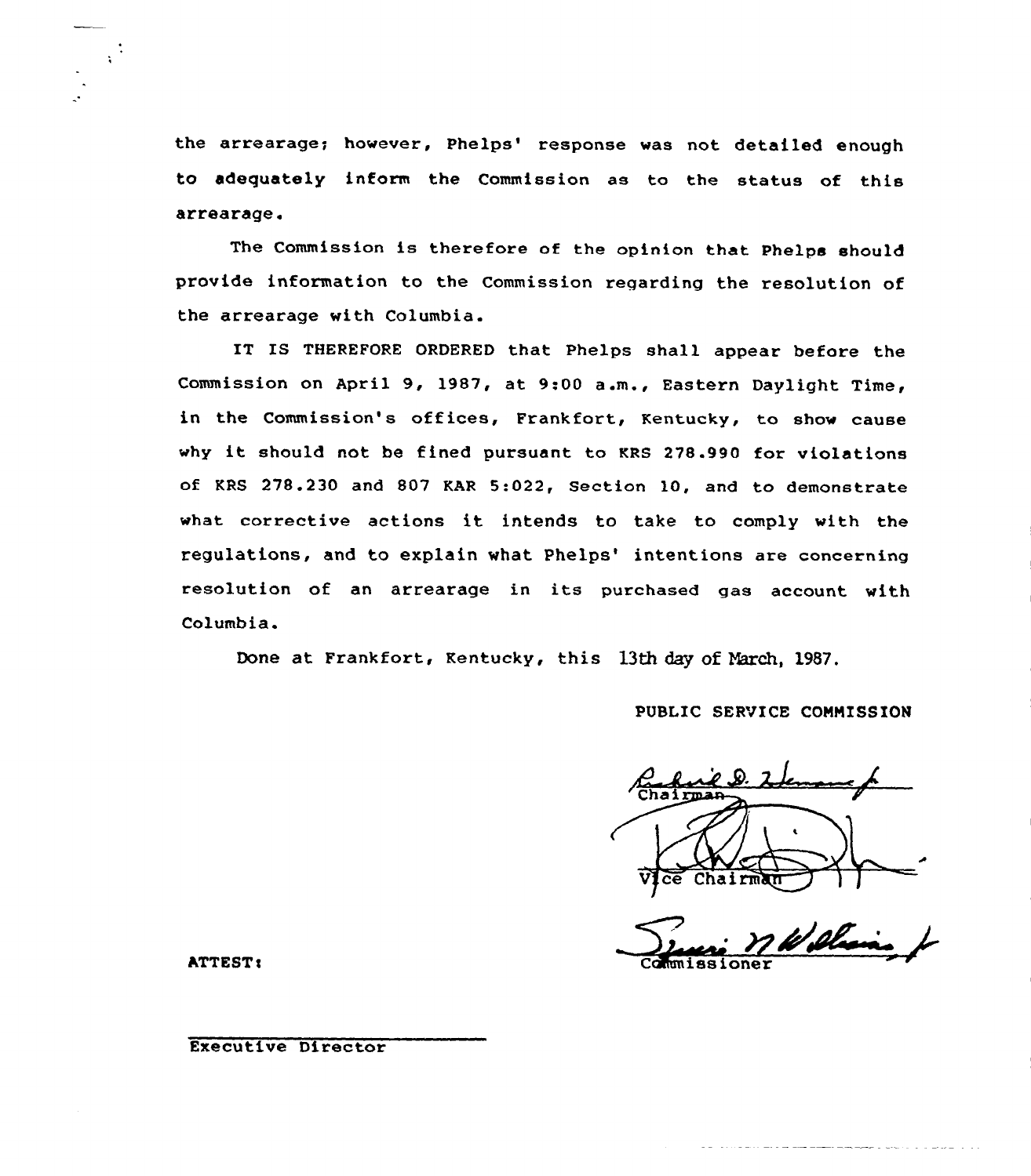the arrearage; however, Phelps' response was not detailed enough to adequately inform the Commission as to the status of this arrearage.

The Commission is therefore of the opinion that Phelps should provide information to the Commission regarding the resolution of the arrearage with Columbia.

IT IS THEREFORE ORDERED that Phelps shall appear before the Commission on April 9, 1987, at 9:00 a.m., Eastern Daylight Time, in the Commission's offices, Frankfort, Kentucky, to show cause why it should not be fined pursuant to KRS 278.990 for violations of KRS 278.230 and 807 KAR 5:022, Section 10, and to demonstrate what corrective actions it intends to take to comply with the regulations, and to explain what Phelps' intentions are concerning resolution of an arrearage in its purchased gas account with Columbia.

Done at Frankfort, Kentucky, this 13th day of March, 1987.

PUBLIC SERVICE COMMISSION

Chairman

Vice Chairman

Commissioner

ATTEST:

Executive Director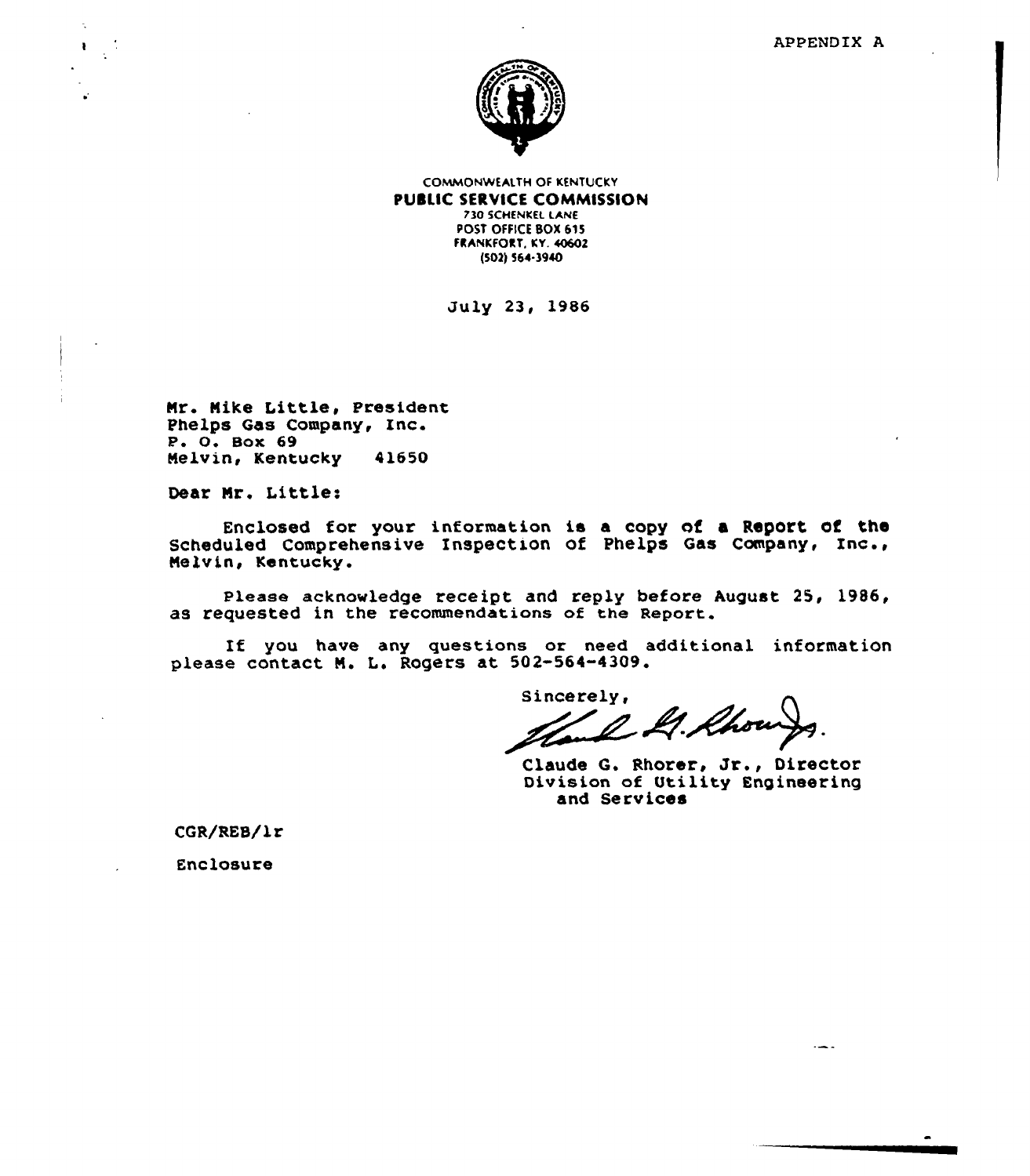APPENDIX A

COMMONWEALTH OF KENTUCKY
**PUBLIC SERVICE COMMISSION**
730 SCHENKEL LANE
POST OFFICE BOX 615
FRANKFORT, KY. 40602
(502) 564-3940

July 23, 1986

Mr. Mike Little, President
Phelps Gas Company, Inc.
P. O. Box 69
Melvin, Kentucky 41650

Dear Mr. Little:

Enclosed for your information is a copy of a Report of the Scheduled Comprehensive Inspection of Phelps Gas Company, Inc., Melvin, Kentucky.

Please acknowledge receipt and reply before August 25, 1986, as requested in the recommendations of the Report.

If you have any questions or need additional information please contact M. L. Rogers at 502-564-4309.

Sincerely,

Claude G. Rhorer, Jr., Director
Division of Utility Engineering and Services

CGR/REB/lr

Enclosure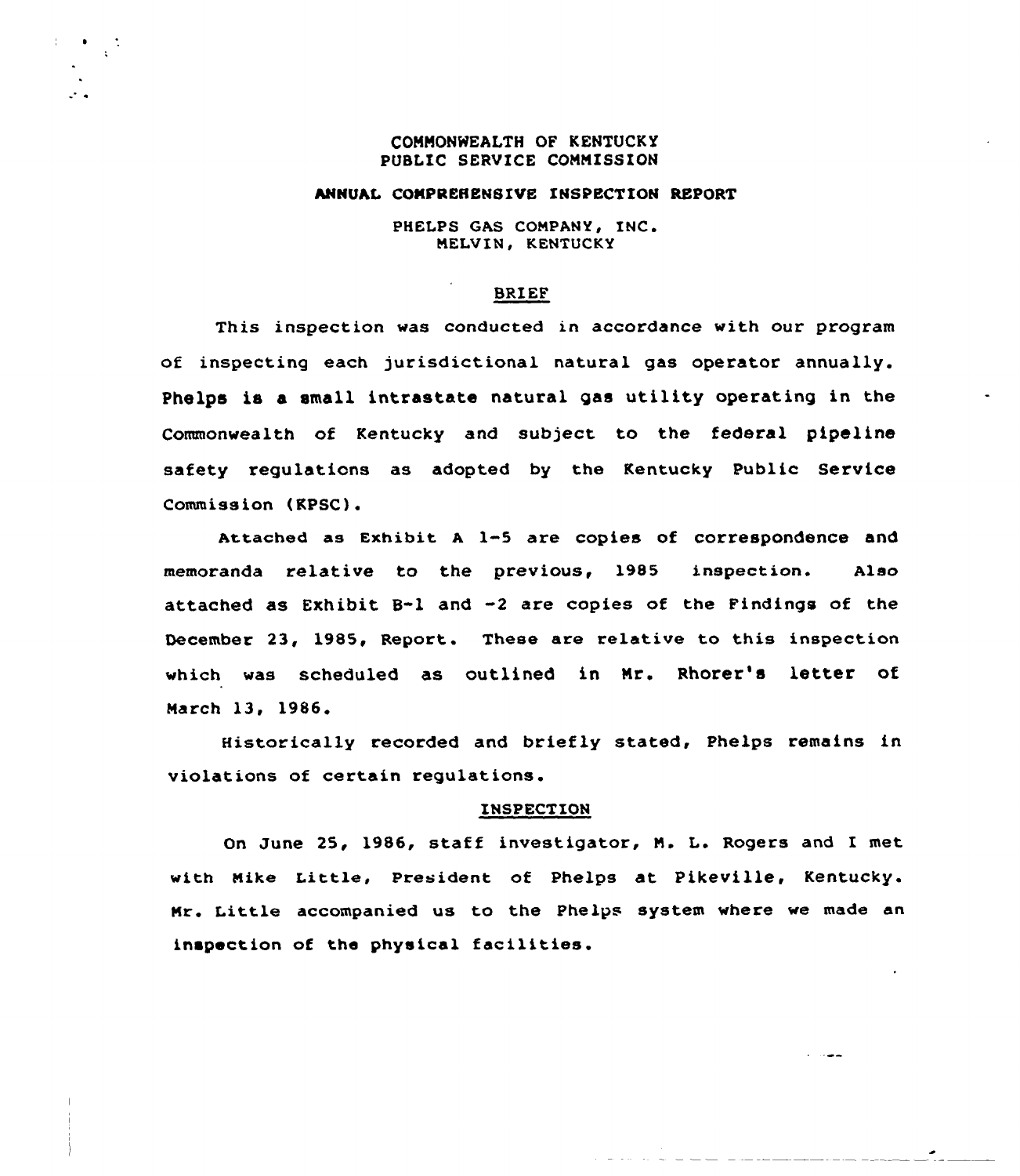COMMONWEALTH OF KENTUCKY
PUBLIC SERVICE COMMISSION

**ANNUAL COMPREHENSIVE INSPECTION REPORT**

PHELPS GAS COMPANY, INC.
MELVIN, KENTUCKY

## BRIEF

This inspection was conducted in accordance with our program of inspecting each jurisdictional natural gas operator annually. Phelps is a small intrastate natural gas utility operating in the Commonwealth of Kentucky and subject to the federal pipeline safety regulations as adopted by the Kentucky Public Service Commission (KPSC).

Attached as Exhibit A 1-5 are copies of correspondence and memoranda relative to the previous, 1985 inspection. Also attached as Exhibit B-1 and -2 are copies of the Findings of the December 23, 1985, Report. These are relative to this inspection which was scheduled as outlined in Mr. Rhorer's letter of March 13, 1986.

Historically recorded and briefly stated, Phelps remains in violations of certain regulations.

## INSPECTION

On June 25, 1986, staff investigator, M. L. Rogers and I met with Mike Little, President of Phelps at Pikeville, Kentucky. Mr. Little accompanied us to the Phelps system where we made an inspection of the physical facilities.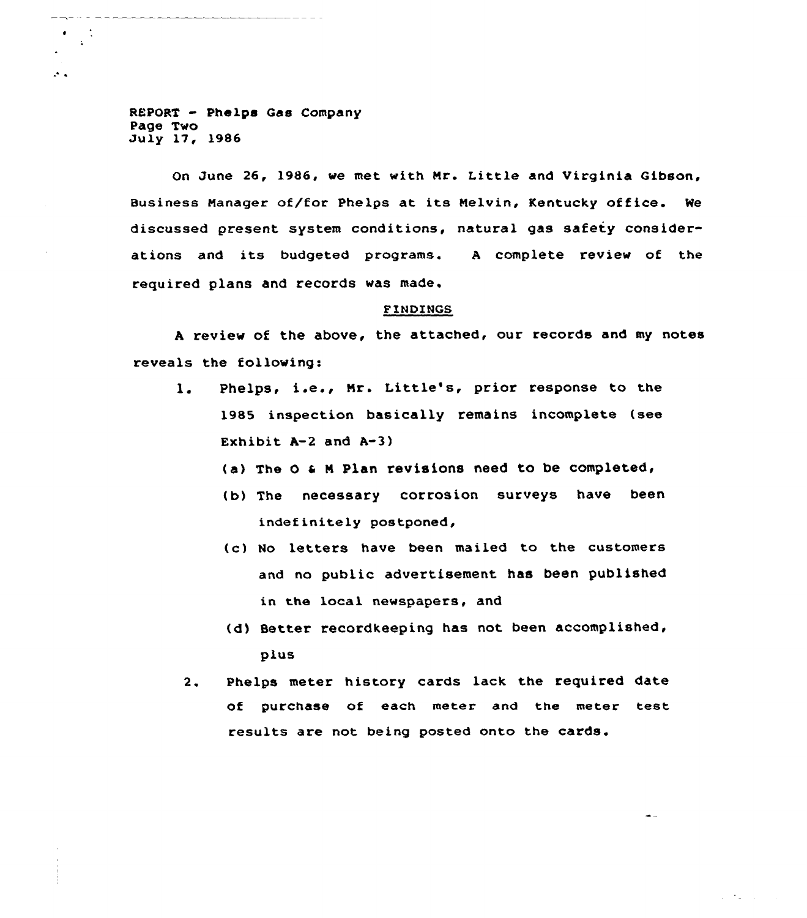REPORT - Phelps Gas Company
Page Two
July 17, 1986

On June 26, 1986, we met with Mr. Little and Virginia Gibson, Business Manager of/for Phelps at its Melvin, Kentucky office. We discussed present system conditions, natural gas safety considerations and its budgeted programs. A complete review of the required plans and records was made.

FINDINGS

A review of the above, the attached, our records and my notes reveals the following:

1. Phelps, i.e., Mr. Little's, prior response to the 1985 inspection basically remains incomplete (see Exhibit A-2 and A-3)
   - (a) The O & M Plan revisions need to be completed,
   - (b) The necessary corrosion surveys have been indefinitely postponed,
   - (c) No letters have been mailed to the customers and no public advertisement has been published in the local newspapers, and
   - (d) Better recordkeeping has not been accomplished, plus
2. Phelps meter history cards lack the required date of purchase of each meter and the meter test results are not being posted onto the cards.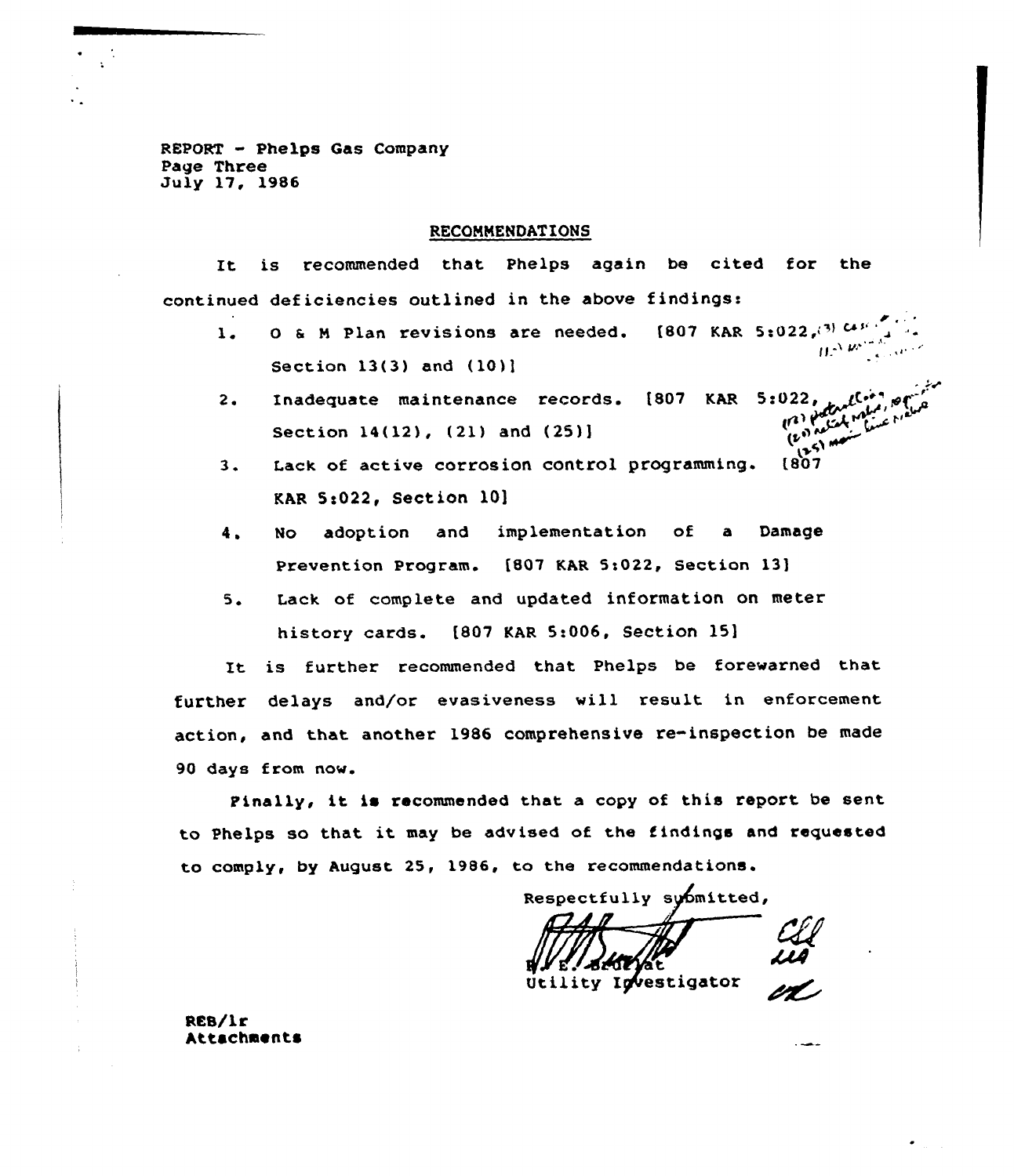REPORT - Phelps Gas Company
Page Three
July 17, 1986

## RECOMMENDATIONS

It is recommended that Phelps again be cited for the continued deficiencies outlined in the above findings:

1. O & M Plan revisions are needed. [807 KAR 5:022, Section 13(3) and (10)]
2. Inadequate maintenance records. [807 KAR 5:022, Section 14(12), (21) and (25)]
3. Lack of active corrosion control programming. [807 KAR 5:022, Section 10]
4. No adoption and implementation of a Damage Prevention Program. [807 KAR 5:022, Section 13]
5. Lack of complete and updated information on meter history cards. [807 KAR 5:006, Section 15]

It is further recommended that Phelps be forewarned that further delays and/or evasiveness will result in enforcement action, and that another 1986 comprehensive re-inspection be made 90 days from now.

Finally, it is recommended that a copy of this report be sent to Phelps so that it may be advised of the findings and requested to comply, by August 25, 1986, to the recommendations.

Respectfully submitted,

R. E. Bruzyat
Utility Investigator

REB/lr
Attachments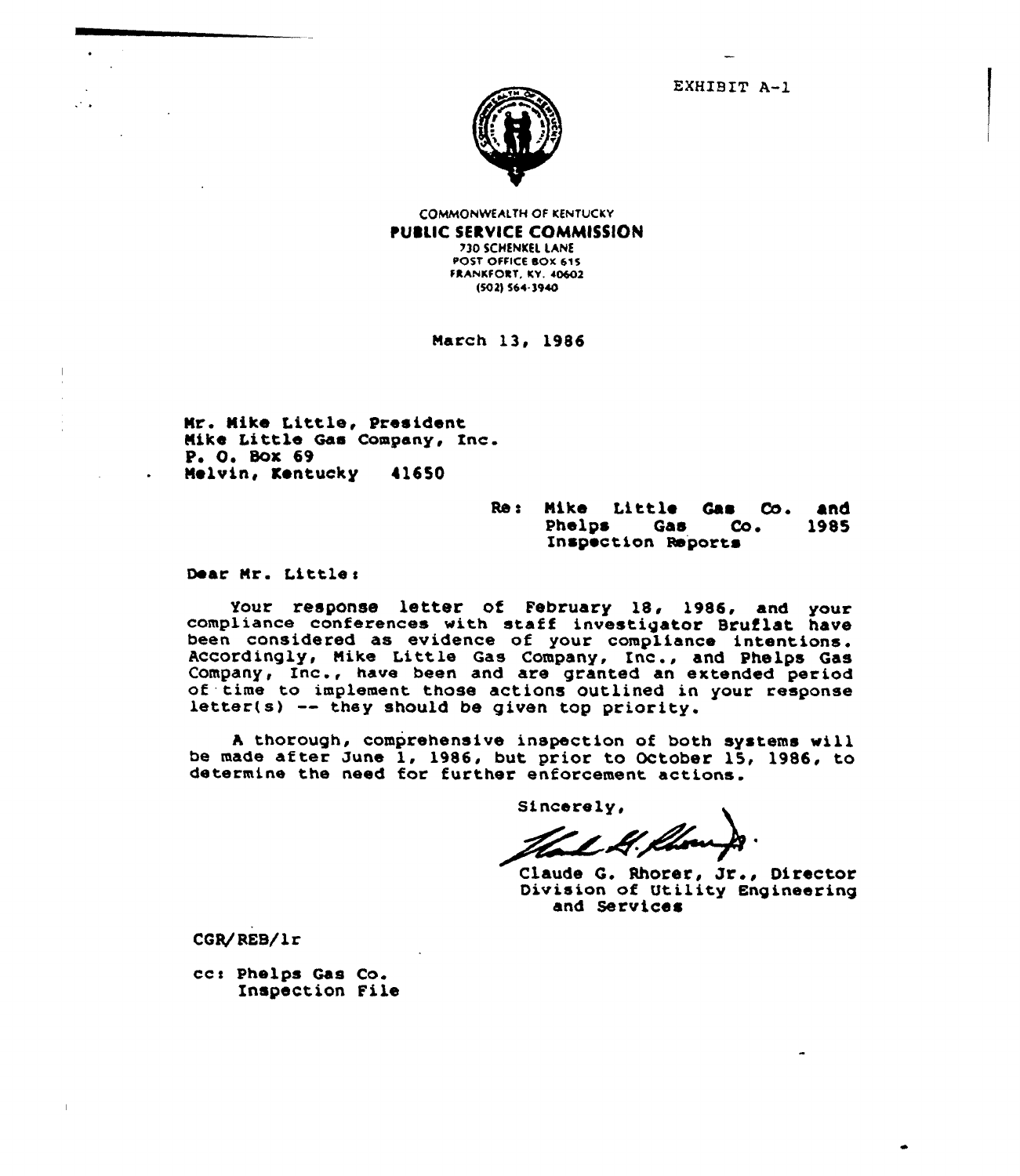EXHIBIT A-1

COMMONWEALTH OF KENTUCKY
**PUBLIC SERVICE COMMISSION**
730 SCHENKEL LANE
POST OFFICE BOX 615
FRANKFORT, KY. 40602
(502) 564-3940

March 13, 1986

Mr. Mike Little, President
Mike Little Gas Company, Inc.
P. O. Box 69
Melvin, Kentucky 41650

Re: Mike Little Gas Co. and Phelps Gas Co. 1985 Inspection Reports

Dear Mr. Little:

Your response letter of February 18, 1986, and your compliance conferences with staff investigator Bruflat have been considered as evidence of your compliance intentions. Accordingly, Mike Little Gas Company, Inc., and Phelps Gas Company, Inc., have been and are granted an extended period of time to implement those actions outlined in your response letter(s) -- they should be given top priority.

A thorough, comprehensive inspection of both systems will be made after June 1, 1986, but prior to October 15, 1986, to determine the need for further enforcement actions.

Sincerely,

Claude G. Rhorer, Jr., Director
Division of Utility Engineering
and Services

CGR/REB/lr

cc: Phelps Gas Co.
Inspection File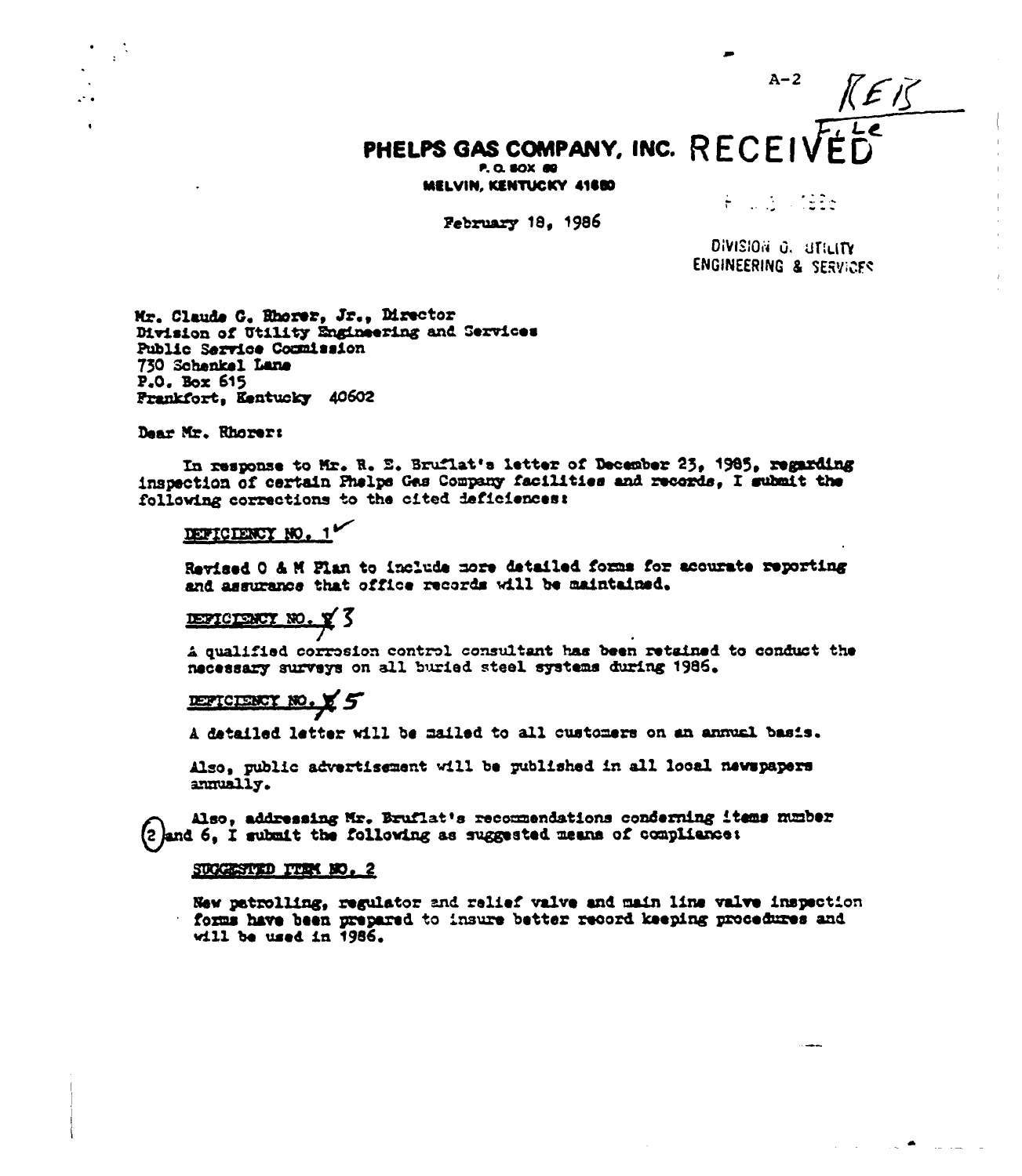A-2 KEB File

# PHELPS GAS COMPANY, INC.

P. O. BOX 60
MELVIN, KENTUCKY 41650

RECEIVED

DIVISION OF UTILITY ENGINEERING & SERVICES

February 18, 1986

Mr. Claude G. Rhorer, Jr., Director
Division of Utility Engineering and Services
Public Service Commission
730 Schenkel Lane
P.O. Box 615
Frankfort, Kentucky 40602

Dear Mr. Rhorer:

In response to Mr. R. E. Bruflat's letter of December 23, 1985, regarding inspection of certain Phelps Gas Company facilities and records, I submit the following corrections to the cited deficiences:

DEFICIENCY NO. 1

Revised O & M Plan to include more detailed forms for accurate reporting and assurance that office records will be maintained.

DEFICIENCY NO. 3

A qualified corrosion control consultant has been retained to conduct the necessary surveys on all buried steel systems during 1986.

DEFICIENCY NO. 5

A detailed letter will be mailed to all customers on an annual basis.

Also, public advertisement will be published in all local newspapers annually.

Also, addressing Mr. Bruflat's recommendations conderning items number 2 and 6, I submit the following as suggested means of compliance:

SUGGESTED ITEM NO. 2

New patrolling, regulator and relief valve and main line valve inspection forms have been prepared to insure better record keeping procedures and will be used in 1986.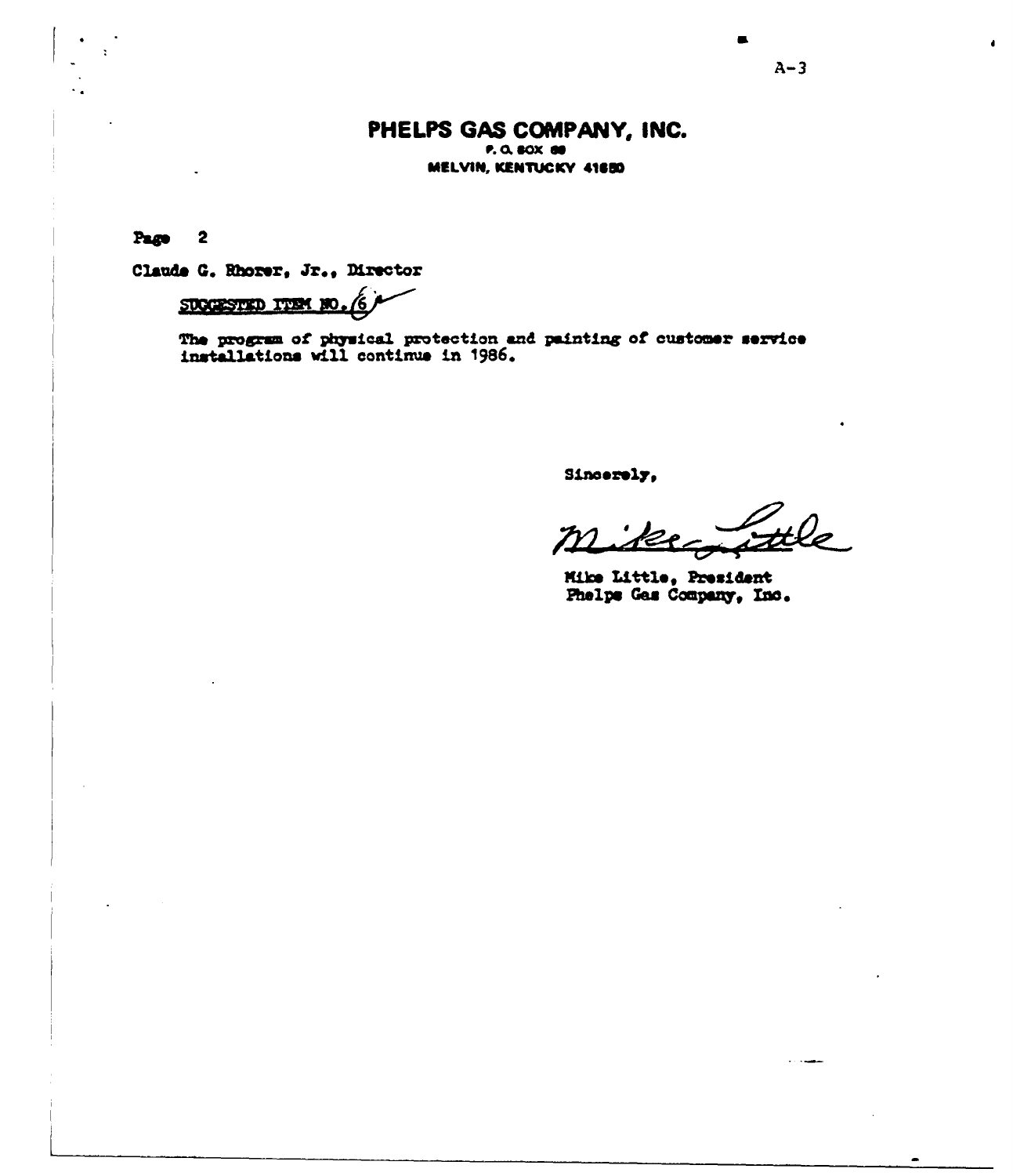# PHELPS GAS COMPANY, INC.

P. O. BOX 88
MELVIN, KENTUCKY 41650

Page 2

Claude G. Rhorer, Jr., Director

SUGGESTED ITEM NO. 6

The program of physical protection and painting of customer service installations will continue in 1986.

Sincerely,

Mike Little

Mike Little, President
Phelps Gas Company, Inc.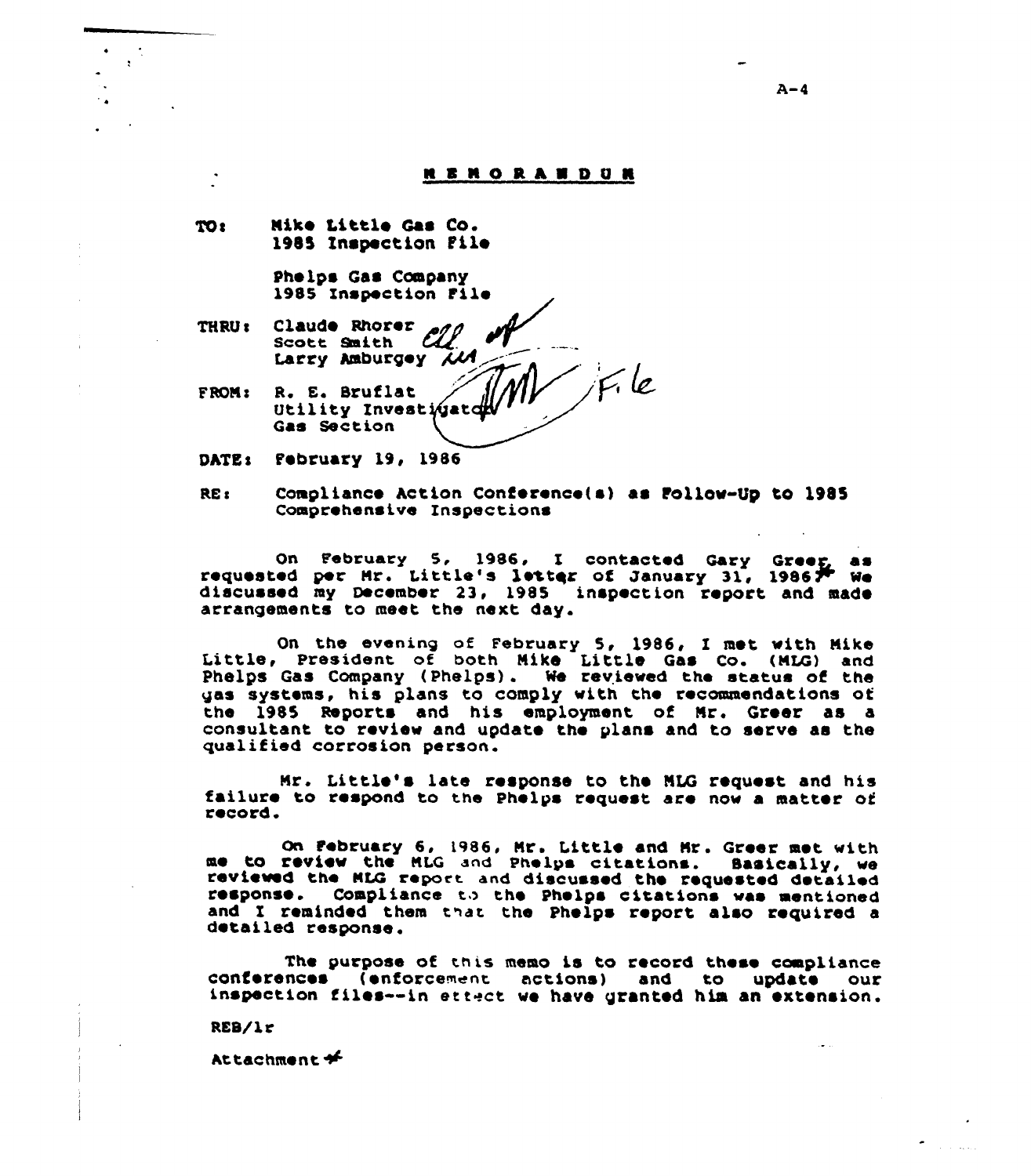# MEMORANDUM

**TO:** Mike Little Gas Co.
1985 Inspection File

Phelps Gas Company
1985 Inspection File

**THRU:** Claude Rhorer
Scott Smith
Larry Amburgey

**FROM:** R. E. Bruflat
Utility Investigator
Gas Section

**DATE:** February 19, 1986

**RE:** Compliance Action Conference(s) as Follow-Up to 1985 Comprehensive Inspections

On February 5, 1986, I contacted Gary Greer as requested per Mr. Little's letter of January 31, 1986.* We discussed my December 23, 1985 inspection report and made arrangements to meet the next day.

On the evening of February 5, 1986, I met with Mike Little, President of both Mike Little Gas Co. (MLG) and Phelps Gas Company (Phelps). We reviewed the status of the gas systems, his plans to comply with the recommendations of the 1985 Reports and his employment of Mr. Greer as a consultant to review and update the plans and to serve as the qualified corrosion person.

Mr. Little's late response to the MLG request and his failure to respond to the Phelps request are now a matter of record.

On February 6, 1986, Mr. Little and Mr. Greer met with me to review the MLG and Phelps citations. Basically, we reviewed the MLG report and discussed the requested detailed response. Compliance to the Phelps citations was mentioned and I reminded them that the Phelps report also required a detailed response.

The purpose of this memo is to record these compliance conferences (enforcement actions) and to update our inspection files--in effect we have granted him an extension.

REB/lr

Attachment *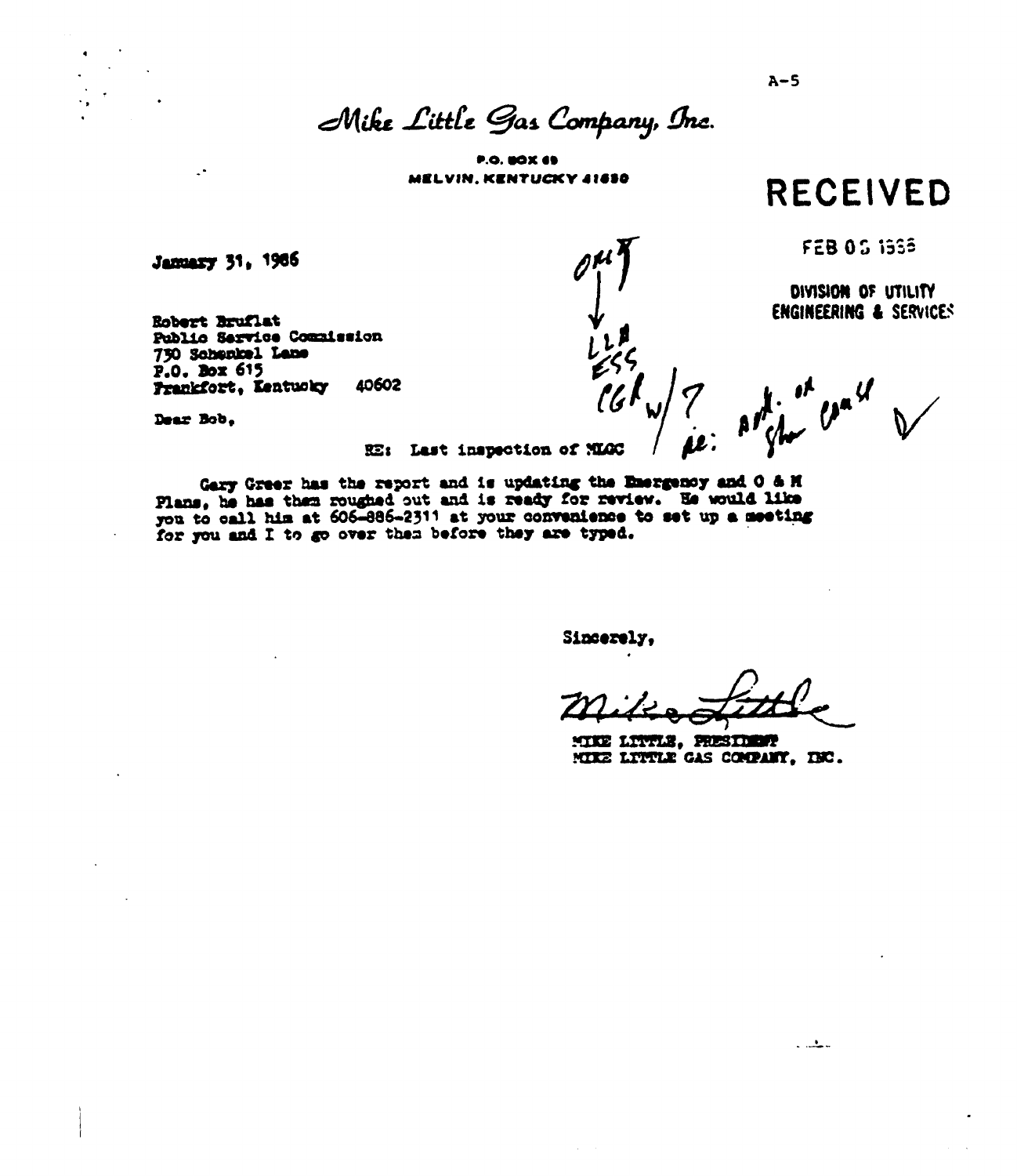A-5

# Mike Little Gas Company, Inc.

P.O. BOX 69
MELVIN, KENTUCKY 41650

**RECEIVED**

FEB 03 1986

DIVISION OF UTILITY
ENGINEERING & SERVICES

January 31, 1986

Robert Bruflat
Public Service Commission
730 Schenkel Lane
P.O. Box 615
Frankfort, Kentucky 40602

Dear Bob,

RE: Last inspection of MLGC

Gary Greer has the report and is updating the Emergency and O & M Plans, he has them roughed out and is ready for review. He would like you to call him at 606-886-2311 at your convenience to set up a meeting for you and I to go over them before they are typed.

Sincerely,

Mike Little

MIKE LITTLE, PRESIDENT
MIKE LITTLE GAS COMPANY, INC.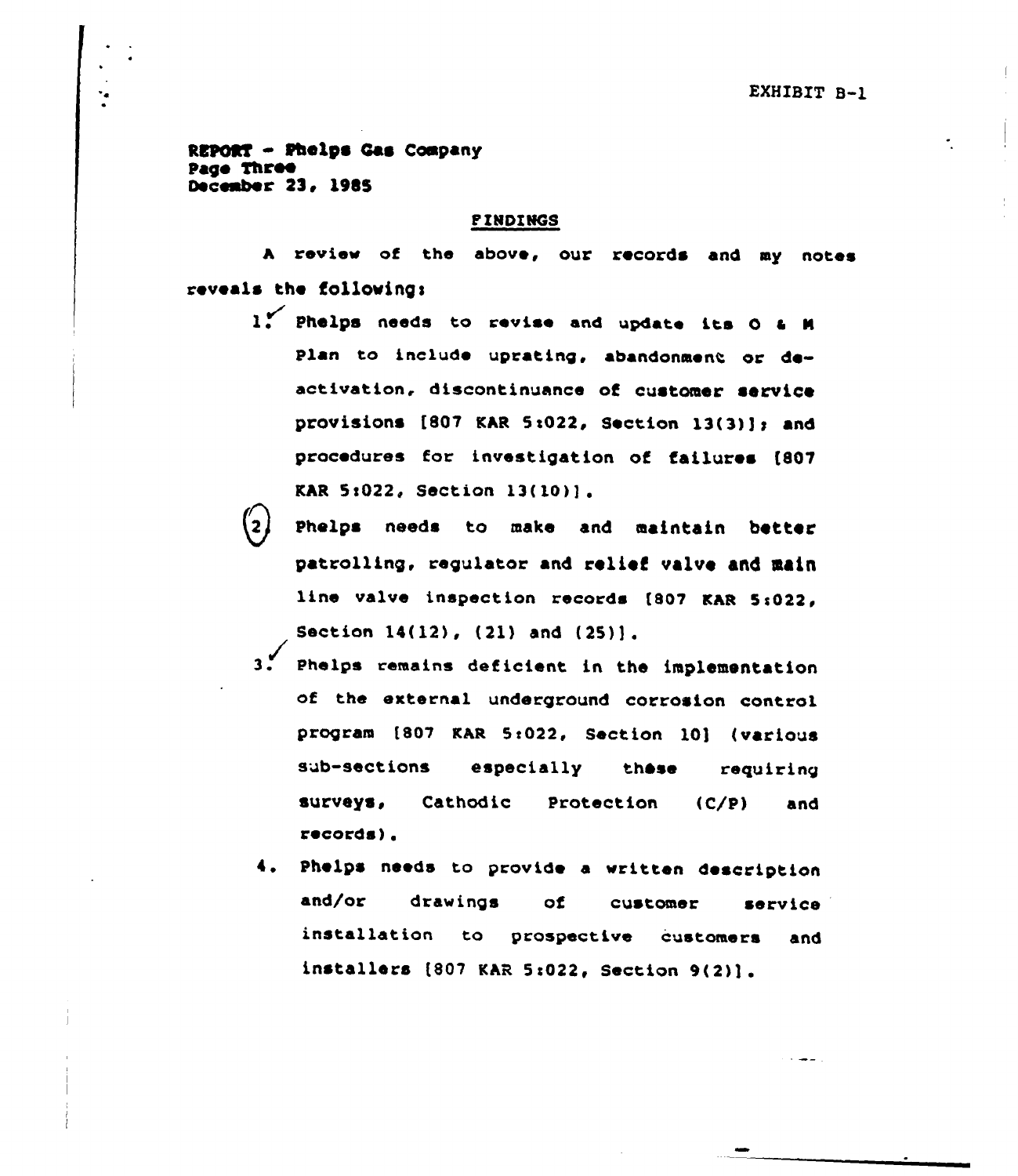EXHIBIT B-1

REPORT - Phelps Gas Company
Page Three
December 23, 1985

## FINDINGS

A review of the above, our records and my notes reveals the following:

1. Phelps needs to revise and update its O & M Plan to include uprating, abandonment or de-activation, discontinuance of customer service provisions [807 KAR 5:022, Section 13(3)]; and procedures for investigation of failures [807 KAR 5:022, Section 13(10)].

2. Phelps needs to make and maintain better patrolling, regulator and relief valve and main line valve inspection records [807 KAR 5:022, Section 14(12), (21) and (25)].

3. Phelps remains deficient in the implementation of the external underground corrosion control program [807 KAR 5:022, Section 10] (various sub-sections especially these requiring surveys, Cathodic Protection (C/P) and records).

4. Phelps needs to provide a written description and/or drawings of customer service installation to prospective customers and installers [807 KAR 5:022, Section 9(2)].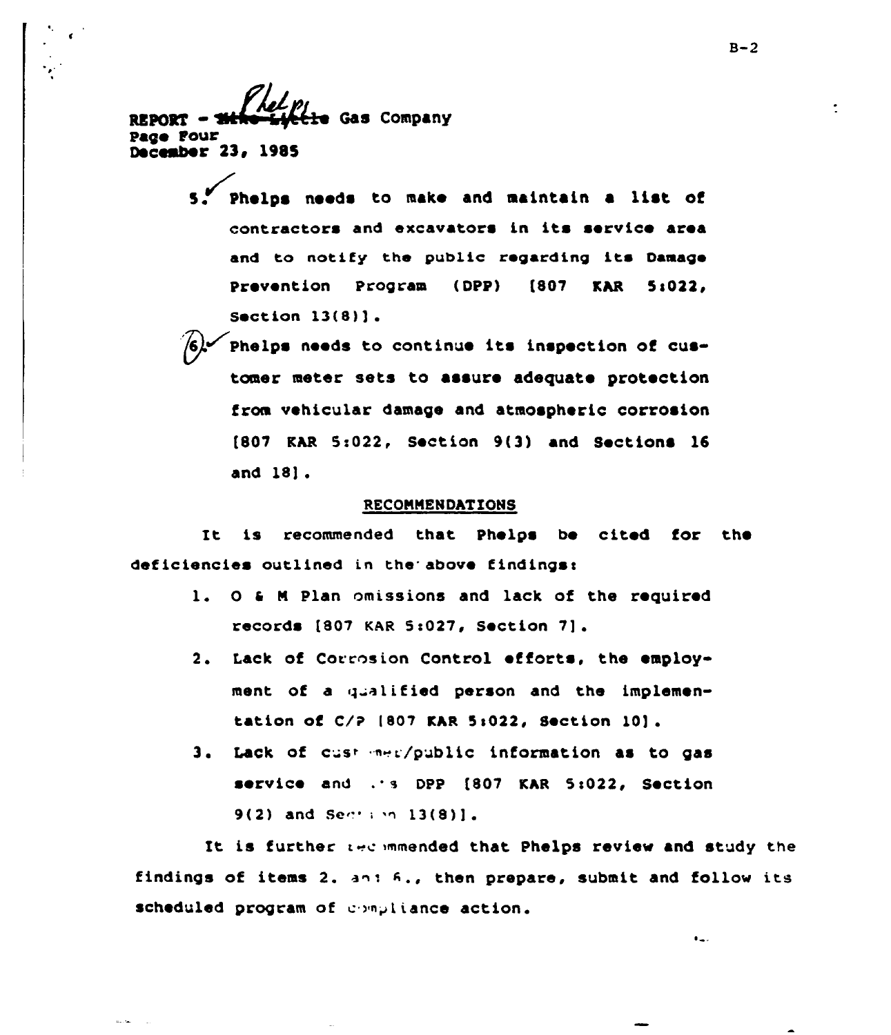REPORT - ~~Mike Little~~ Phelps Gas Company
Page Four
December 23, 1985

5. Phelps needs to make and maintain a list of contractors and excavators in its service area and to notify the public regarding its Damage Prevention Program (DPP) [807 KAR 5:022, Section 13(8)].

6. Phelps needs to continue its inspection of customer meter sets to assure adequate protection from vehicular damage and atmospheric corrosion [807 KAR 5:022, Section 9(3) and Sections 16 and 18].

RECOMMENDATIONS

It is recommended that Phelps be cited for the deficiencies outlined in the above findings:

1. O & M Plan omissions and lack of the required records [807 KAR 5:027, Section 7].
2. Lack of Corrosion Control efforts, the employment of a qualified person and the implementation of C/P [807 KAR 5:022, Section 10].
3. Lack of customer/public information as to gas service and its DPP [807 KAR 5:022, Section 9(2) and Section 13(8)].

It is further recommended that Phelps review and study the findings of items 2. and 6., then prepare, submit and follow its scheduled program of compliance action.